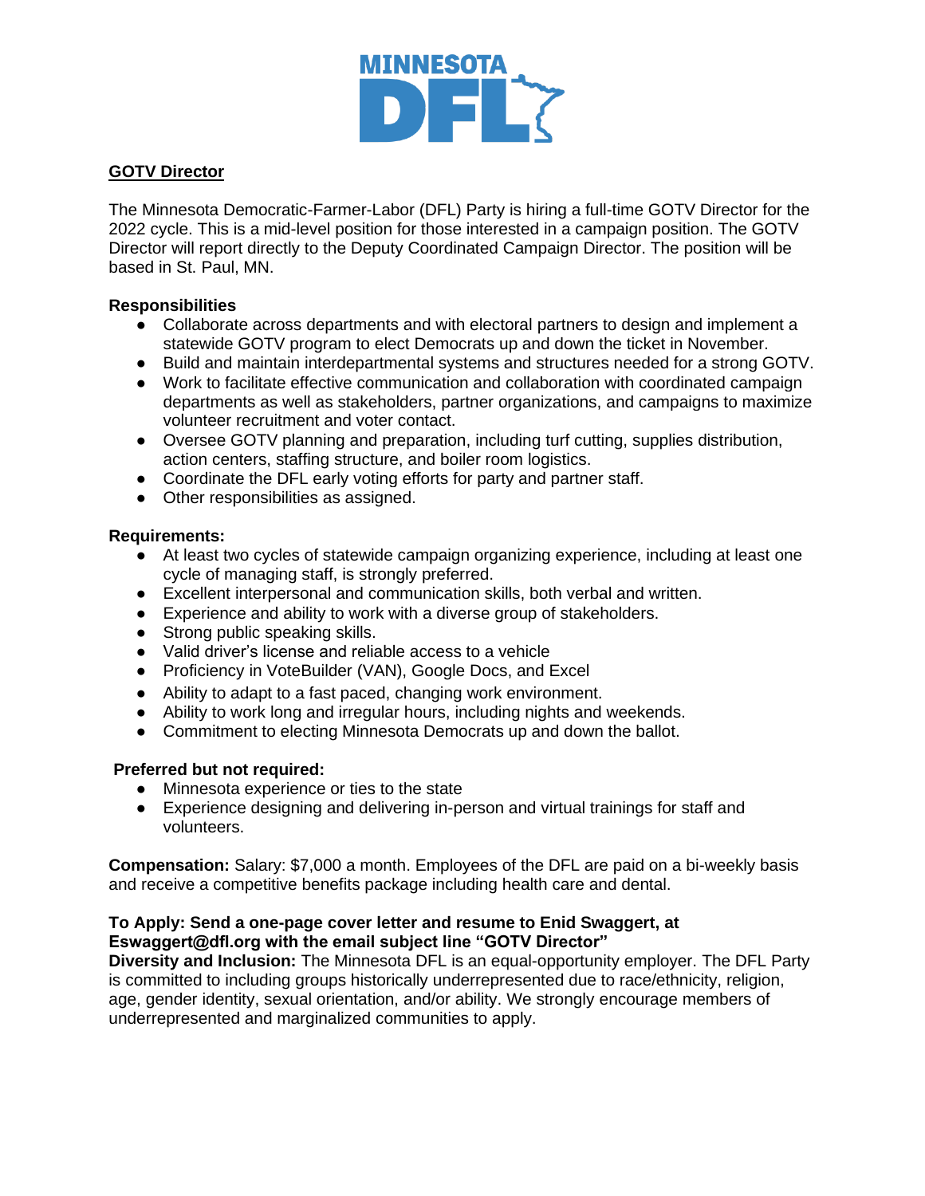## GOTV Director

The Minnesota Democratic-Farmer-Labor (DFL) Party is hiring a full-time GOTV Director for the 2022 cycle. This is a mid-level position for those interested in a campaign position. The GOTV Director will report directly to the Deputy Coordinated Campaign Director. The position will be based in St. Paul, MN.

**Responsibilities**

- Collaborate across departments and with electoral partners to design and implement a statewide GOTV program to elect Democrats up and down the ticket in November.
- Build and maintain interdepartmental systems and structures needed for a strong GOTV.
- Work to facilitate effective communication and collaboration with coordinated campaign departments as well as stakeholders, partner organizations, and campaigns to maximize volunteer recruitment and voter contact.
- Oversee GOTV planning and preparation, including turf cutting, supplies distribution, action centers, staffing structure, and boiler room logistics.
- Coordinate the DFL early voting efforts for party and partner staff.
- Other responsibilities as assigned.

**Requirements:**

- At least two cycles of statewide campaign organizing experience, including at least one cycle of managing staff, is strongly preferred.
- Excellent interpersonal and communication skills, both verbal and written.
- Experience and ability to work with a diverse group of stakeholders.
- Strong public speaking skills.
- Valid driver's license and reliable access to a vehicle
- Proficiency in VoteBuilder (VAN), Google Docs, and Excel
- Ability to adapt to a fast paced, changing work environment.
- Ability to work long and irregular hours, including nights and weekends.
- Commitment to electing Minnesota Democrats up and down the ballot.

**Preferred but not required:**

- Minnesota experience or ties to the state
- Experience designing and delivering in-person and virtual trainings for staff and volunteers.

**Compensation:** Salary: $7,000 a month. Employees of the DFL are paid on a bi-weekly basis and receive a competitive benefits package including health care and dental.

**To Apply: Send a one-page cover letter and resume to Enid Swaggert, at Eswaggert@dfl.org with the email subject line "GOTV Director"**

**Diversity and Inclusion:** The Minnesota DFL is an equal-opportunity employer. The DFL Party is committed to including groups historically underrepresented due to race/ethnicity, religion, age, gender identity, sexual orientation, and/or ability. We strongly encourage members of underrepresented and marginalized communities to apply.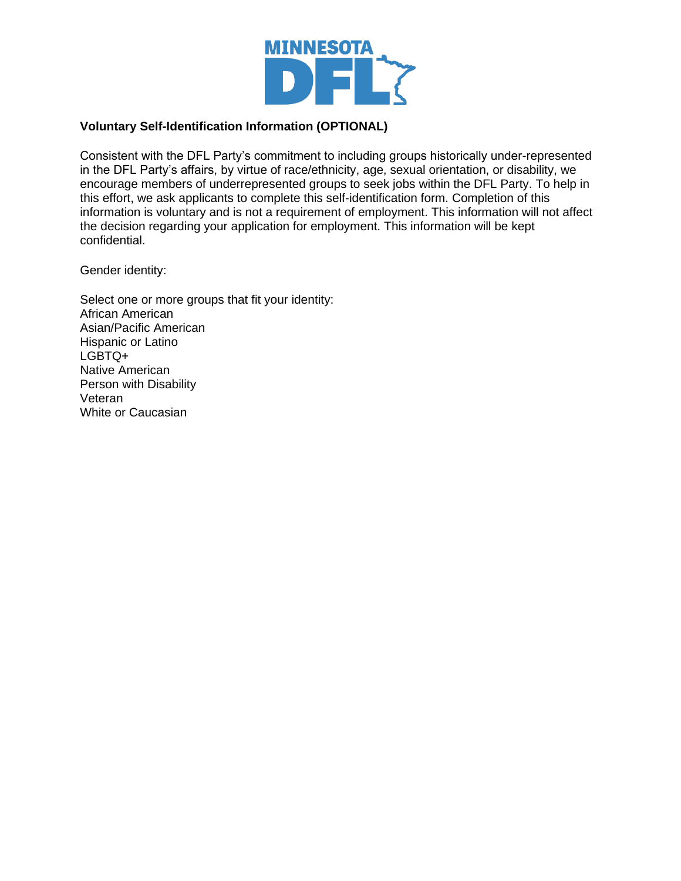**Voluntary Self-Identification Information (OPTIONAL)**

Consistent with the DFL Party's commitment to including groups historically under-represented in the DFL Party's affairs, by virtue of race/ethnicity, age, sexual orientation, or disability, we encourage members of underrepresented groups to seek jobs within the DFL Party. To help in this effort, we ask applicants to complete this self-identification form. Completion of this information is voluntary and is not a requirement of employment. This information will not affect the decision regarding your application for employment. This information will be kept confidential.

Gender identity:

Select one or more groups that fit your identity:
African American
Asian/Pacific American
Hispanic or Latino
LGBTQ+
Native American
Person with Disability
Veteran
White or Caucasian